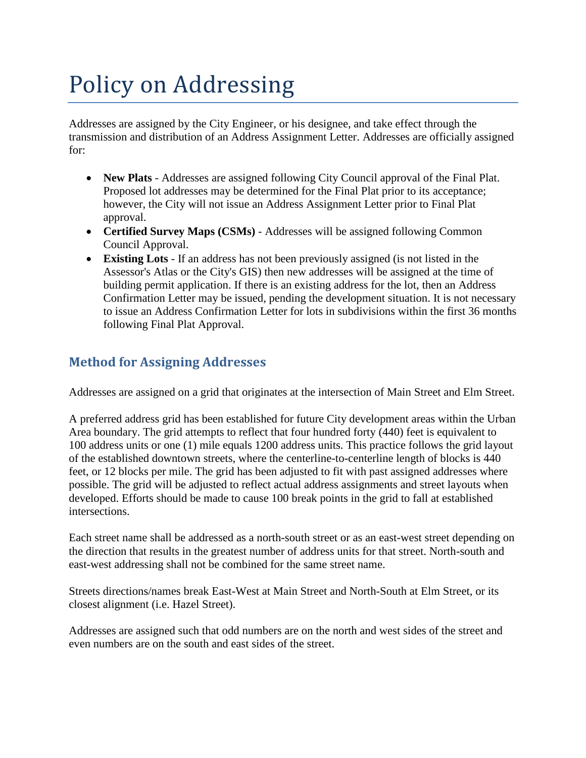# Policy on Addressing

Addresses are assigned by the City Engineer, or his designee, and take effect through the transmission and distribution of an Address Assignment Letter. Addresses are officially assigned for:

- **New Plats** - Addresses are assigned following City Council approval of the Final Plat. Proposed lot addresses may be determined for the Final Plat prior to its acceptance; however, the City will not issue an Address Assignment Letter prior to Final Plat approval.
- **Certified Survey Maps (CSMs)** - Addresses will be assigned following Common Council Approval.
- **Existing Lots** - If an address has not been previously assigned (is not listed in the Assessor's Atlas or the City's GIS) then new addresses will be assigned at the time of building permit application. If there is an existing address for the lot, then an Address Confirmation Letter may be issued, pending the development situation. It is not necessary to issue an Address Confirmation Letter for lots in subdivisions within the first 36 months following Final Plat Approval.

## Method for Assigning Addresses

Addresses are assigned on a grid that originates at the intersection of Main Street and Elm Street.

A preferred address grid has been established for future City development areas within the Urban Area boundary. The grid attempts to reflect that four hundred forty (440) feet is equivalent to 100 address units or one (1) mile equals 1200 address units. This practice follows the grid layout of the established downtown streets, where the centerline-to-centerline length of blocks is 440 feet, or 12 blocks per mile. The grid has been adjusted to fit with past assigned addresses where possible. The grid will be adjusted to reflect actual address assignments and street layouts when developed. Efforts should be made to cause 100 break points in the grid to fall at established intersections.

Each street name shall be addressed as a north-south street or as an east-west street depending on the direction that results in the greatest number of address units for that street. North-south and east-west addressing shall not be combined for the same street name.

Streets directions/names break East-West at Main Street and North-South at Elm Street, or its closest alignment (i.e. Hazel Street).

Addresses are assigned such that odd numbers are on the north and west sides of the street and even numbers are on the south and east sides of the street.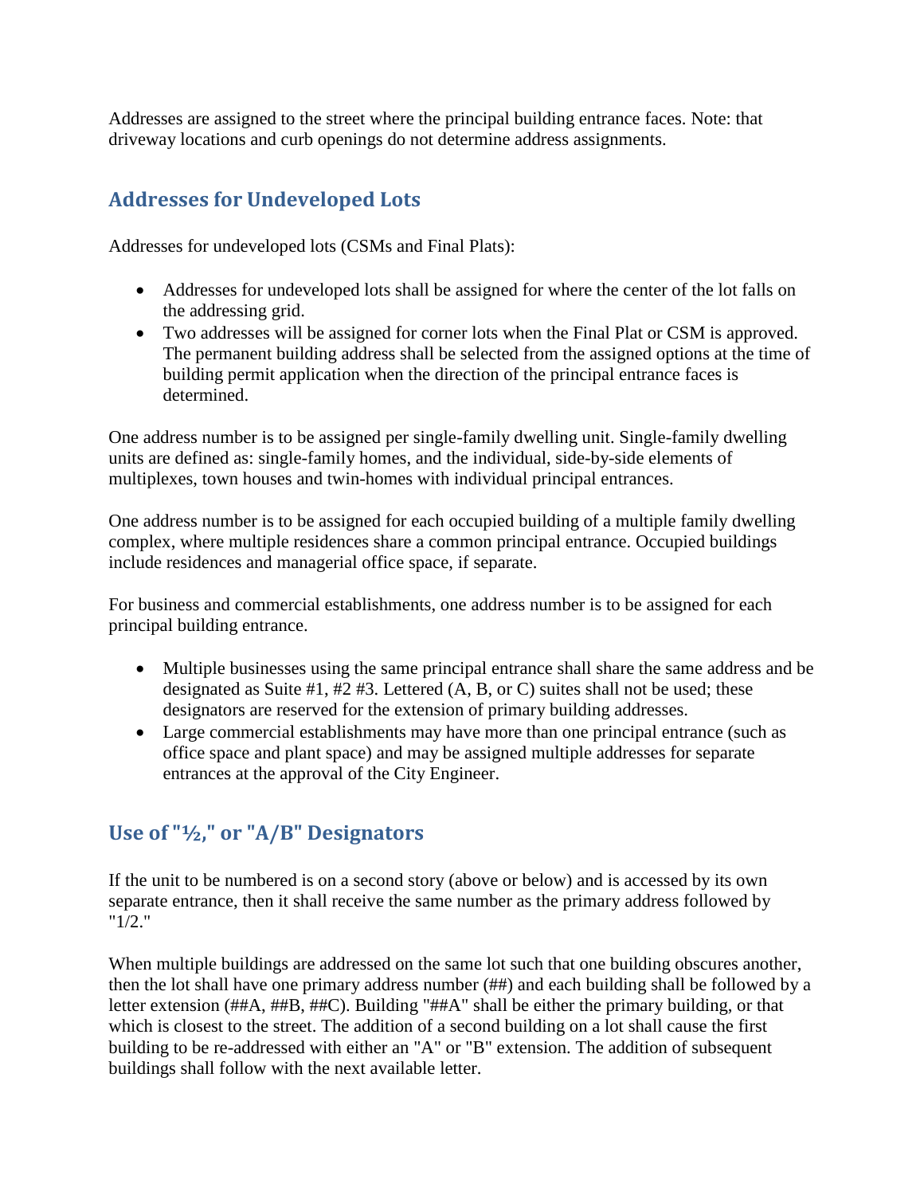Addresses are assigned to the street where the principal building entrance faces. Note: that driveway locations and curb openings do not determine address assignments.

## Addresses for Undeveloped Lots

Addresses for undeveloped lots (CSMs and Final Plats):

- Addresses for undeveloped lots shall be assigned for where the center of the lot falls on the addressing grid.
- Two addresses will be assigned for corner lots when the Final Plat or CSM is approved. The permanent building address shall be selected from the assigned options at the time of building permit application when the direction of the principal entrance faces is determined.

One address number is to be assigned per single-family dwelling unit. Single-family dwelling units are defined as: single-family homes, and the individual, side-by-side elements of multiplexes, town houses and twin-homes with individual principal entrances.

One address number is to be assigned for each occupied building of a multiple family dwelling complex, where multiple residences share a common principal entrance. Occupied buildings include residences and managerial office space, if separate.

For business and commercial establishments, one address number is to be assigned for each principal building entrance.

- Multiple businesses using the same principal entrance shall share the same address and be designated as Suite #1, #2 #3. Lettered (A, B, or C) suites shall not be used; these designators are reserved for the extension of primary building addresses.
- Large commercial establishments may have more than one principal entrance (such as office space and plant space) and may be assigned multiple addresses for separate entrances at the approval of the City Engineer.

## Use of "½," or "A/B" Designators

If the unit to be numbered is on a second story (above or below) and is accessed by its own separate entrance, then it shall receive the same number as the primary address followed by "1/2."

When multiple buildings are addressed on the same lot such that one building obscures another, then the lot shall have one primary address number (##) and each building shall be followed by a letter extension (##A, ##B, ##C). Building "##A" shall be either the primary building, or that which is closest to the street. The addition of a second building on a lot shall cause the first building to be re-addressed with either an "A" or "B" extension. The addition of subsequent buildings shall follow with the next available letter.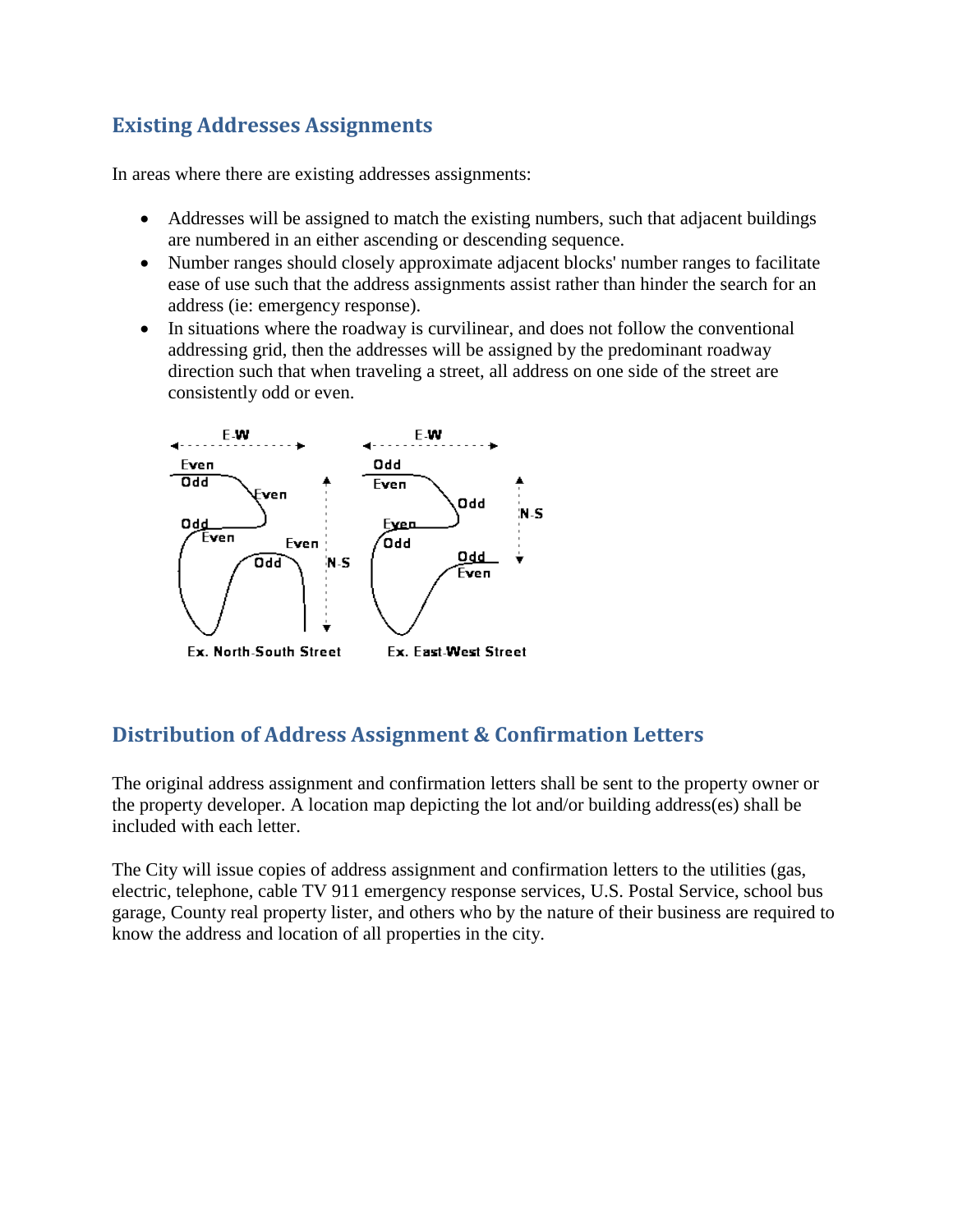## Existing Addresses Assignments

In areas where there are existing addresses assignments:

- Addresses will be assigned to match the existing numbers, such that adjacent buildings are numbered in an either ascending or descending sequence.
- Number ranges should closely approximate adjacent blocks' number ranges to facilitate ease of use such that the address assignments assist rather than hinder the search for an address (ie: emergency response).
- In situations where the roadway is curvilinear, and does not follow the conventional addressing grid, then the addresses will be assigned by the predominant roadway direction such that when traveling a street, all address on one side of the street are consistently odd or even.

E-W
Even
Odd
Even
Odd
Even
Even
Odd
N-S
Ex. North-South Street

E-W
Odd
Even
Odd
N-S
Even
Odd
Odd
Even
Ex. East-West Street

## Distribution of Address Assignment & Confirmation Letters

The original address assignment and confirmation letters shall be sent to the property owner or the property developer. A location map depicting the lot and/or building address(es) shall be included with each letter.

The City will issue copies of address assignment and confirmation letters to the utilities (gas, electric, telephone, cable TV 911 emergency response services, U.S. Postal Service, school bus garage, County real property lister, and others who by the nature of their business are required to know the address and location of all properties in the city.